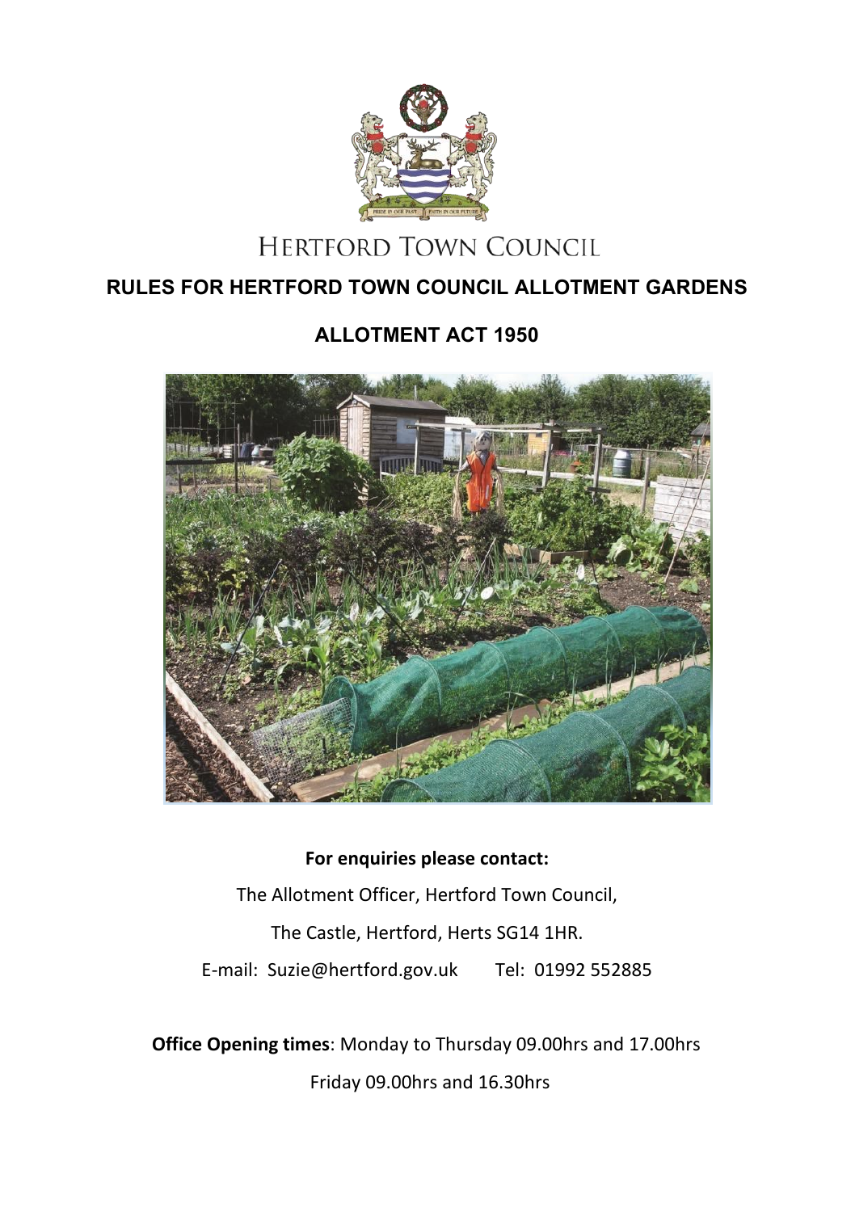HERTFORD TOWN COUNCIL

# RULES FOR HERTFORD TOWN COUNCIL ALLOTMENT GARDENS

## ALLOTMENT ACT 1950

**For enquiries please contact:**

The Allotment Officer, Hertford Town Council,

The Castle, Hertford, Herts SG14 1HR.

E-mail: Suzie@hertford.gov.uk Tel: 01992 552885

**Office Opening times**: Monday to Thursday 09.00hrs and 17.00hrs

Friday 09.00hrs and 16.30hrs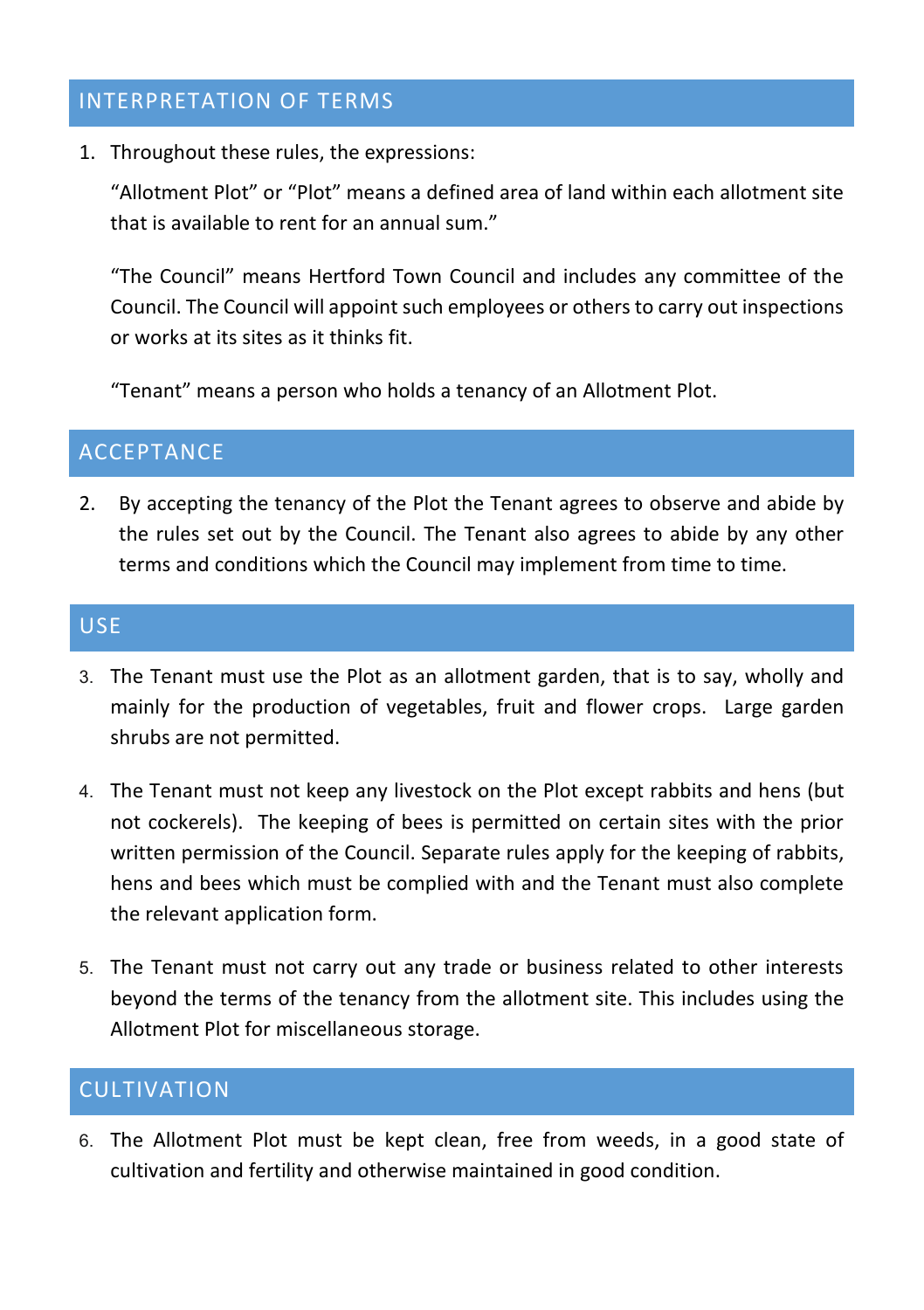## INTERPRETATION OF TERMS

1. Throughout these rules, the expressions:

   "Allotment Plot" or "Plot" means a defined area of land within each allotment site that is available to rent for an annual sum."

   "The Council" means Hertford Town Council and includes any committee of the Council. The Council will appoint such employees or others to carry out inspections or works at its sites as it thinks fit.

   "Tenant" means a person who holds a tenancy of an Allotment Plot.

## ACCEPTANCE

2. By accepting the tenancy of the Plot the Tenant agrees to observe and abide by the rules set out by the Council. The Tenant also agrees to abide by any other terms and conditions which the Council may implement from time to time.

## USE

3. The Tenant must use the Plot as an allotment garden, that is to say, wholly and mainly for the production of vegetables, fruit and flower crops. Large garden shrubs are not permitted.

4. The Tenant must not keep any livestock on the Plot except rabbits and hens (but not cockerels). The keeping of bees is permitted on certain sites with the prior written permission of the Council. Separate rules apply for the keeping of rabbits, hens and bees which must be complied with and the Tenant must also complete the relevant application form.

5. The Tenant must not carry out any trade or business related to other interests beyond the terms of the tenancy from the allotment site. This includes using the Allotment Plot for miscellaneous storage.

## CULTIVATION

6. The Allotment Plot must be kept clean, free from weeds, in a good state of cultivation and fertility and otherwise maintained in good condition.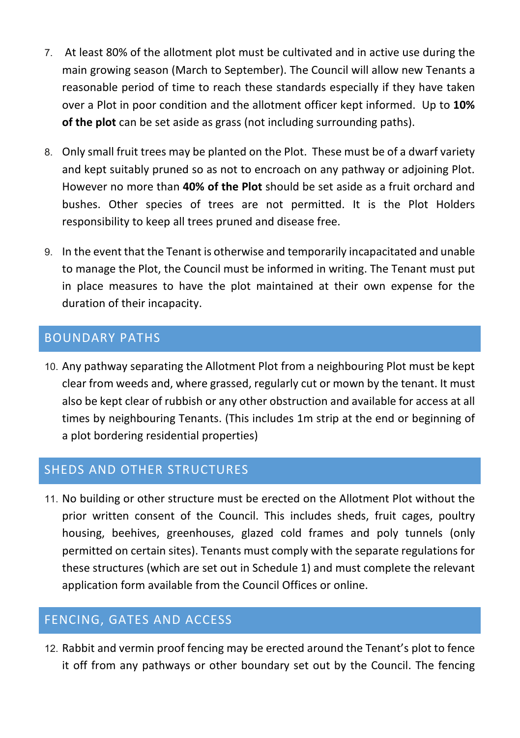7. At least 80% of the allotment plot must be cultivated and in active use during the main growing season (March to September). The Council will allow new Tenants a reasonable period of time to reach these standards especially if they have taken over a Plot in poor condition and the allotment officer kept informed. Up to **10% of the plot** can be set aside as grass (not including surrounding paths).

8. Only small fruit trees may be planted on the Plot. These must be of a dwarf variety and kept suitably pruned so as not to encroach on any pathway or adjoining Plot. However no more than **40% of the Plot** should be set aside as a fruit orchard and bushes. Other species of trees are not permitted. It is the Plot Holders responsibility to keep all trees pruned and disease free.

9. In the event that the Tenant is otherwise and temporarily incapacitated and unable to manage the Plot, the Council must be informed in writing. The Tenant must put in place measures to have the plot maintained at their own expense for the duration of their incapacity.

## BOUNDARY PATHS

10. Any pathway separating the Allotment Plot from a neighbouring Plot must be kept clear from weeds and, where grassed, regularly cut or mown by the tenant. It must also be kept clear of rubbish or any other obstruction and available for access at all times by neighbouring Tenants. (This includes 1m strip at the end or beginning of a plot bordering residential properties)

## SHEDS AND OTHER STRUCTURES

11. No building or other structure must be erected on the Allotment Plot without the prior written consent of the Council. This includes sheds, fruit cages, poultry housing, beehives, greenhouses, glazed cold frames and poly tunnels (only permitted on certain sites). Tenants must comply with the separate regulations for these structures (which are set out in Schedule 1) and must complete the relevant application form available from the Council Offices or online.

## FENCING, GATES AND ACCESS

12. Rabbit and vermin proof fencing may be erected around the Tenant's plot to fence it off from any pathways or other boundary set out by the Council. The fencing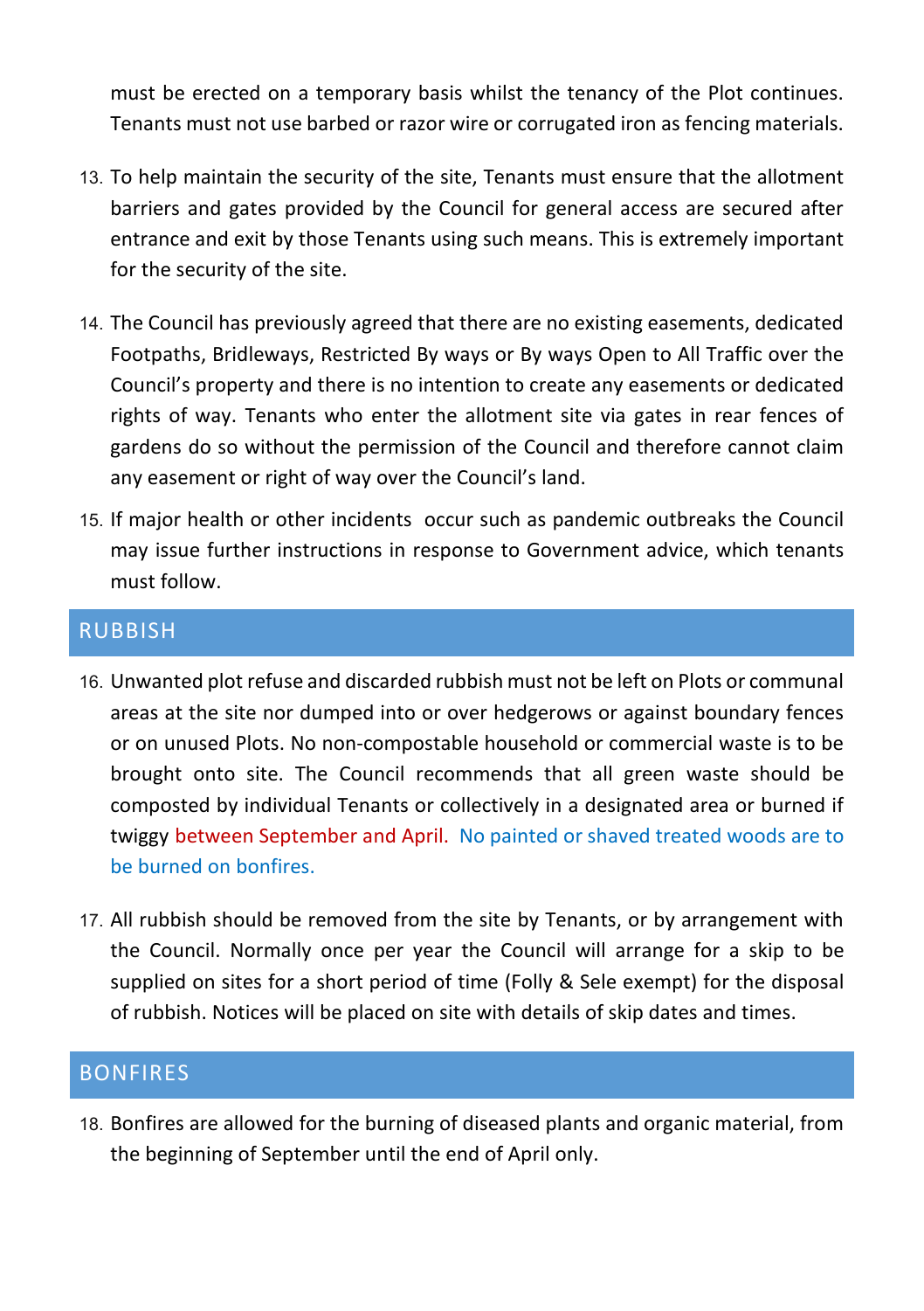must be erected on a temporary basis whilst the tenancy of the Plot continues. Tenants must not use barbed or razor wire or corrugated iron as fencing materials.

13. To help maintain the security of the site, Tenants must ensure that the allotment barriers and gates provided by the Council for general access are secured after entrance and exit by those Tenants using such means. This is extremely important for the security of the site.

14. The Council has previously agreed that there are no existing easements, dedicated Footpaths, Bridleways, Restricted By ways or By ways Open to All Traffic over the Council's property and there is no intention to create any easements or dedicated rights of way. Tenants who enter the allotment site via gates in rear fences of gardens do so without the permission of the Council and therefore cannot claim any easement or right of way over the Council's land.

15. If major health or other incidents occur such as pandemic outbreaks the Council may issue further instructions in response to Government advice, which tenants must follow.

## RUBBISH

16. Unwanted plot refuse and discarded rubbish must not be left on Plots or communal areas at the site nor dumped into or over hedgerows or against boundary fences or on unused Plots. No non-compostable household or commercial waste is to be brought onto site. The Council recommends that all green waste should be composted by individual Tenants or collectively in a designated area or burned if twiggy between September and April. No painted or shaved treated woods are to be burned on bonfires.

17. All rubbish should be removed from the site by Tenants, or by arrangement with the Council. Normally once per year the Council will arrange for a skip to be supplied on sites for a short period of time (Folly & Sele exempt) for the disposal of rubbish. Notices will be placed on site with details of skip dates and times.

## BONFIRES

18. Bonfires are allowed for the burning of diseased plants and organic material, from the beginning of September until the end of April only.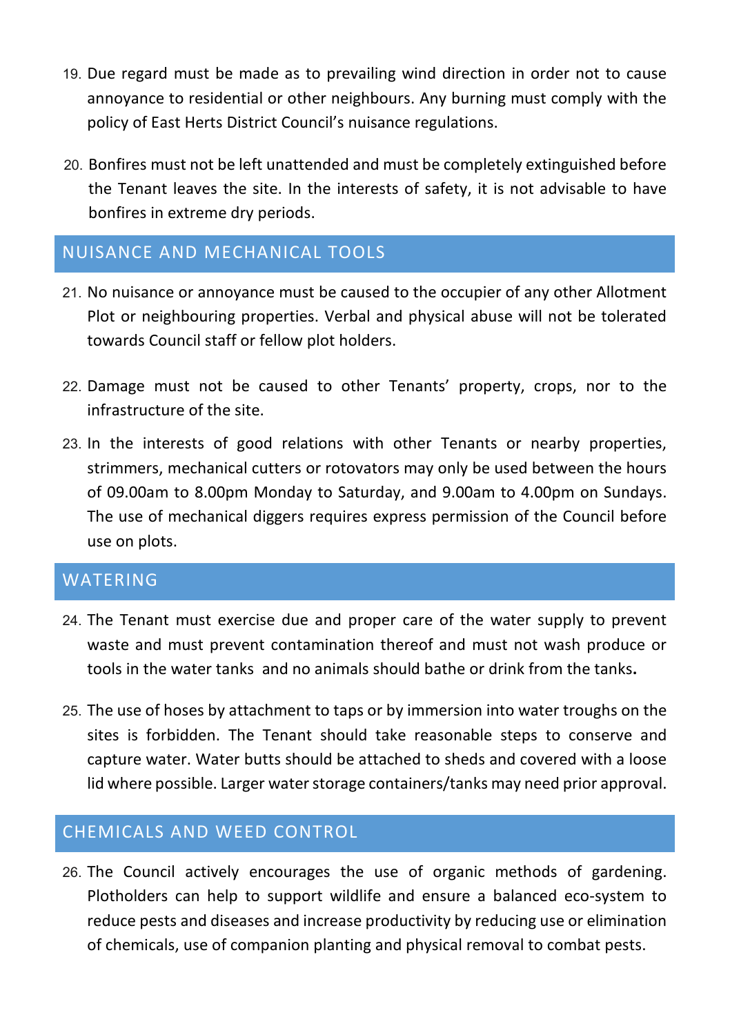19. Due regard must be made as to prevailing wind direction in order not to cause annoyance to residential or other neighbours. Any burning must comply with the policy of East Herts District Council's nuisance regulations.

20. Bonfires must not be left unattended and must be completely extinguished before the Tenant leaves the site. In the interests of safety, it is not advisable to have bonfires in extreme dry periods.

## NUISANCE AND MECHANICAL TOOLS

21. No nuisance or annoyance must be caused to the occupier of any other Allotment Plot or neighbouring properties. Verbal and physical abuse will not be tolerated towards Council staff or fellow plot holders.

22. Damage must not be caused to other Tenants' property, crops, nor to the infrastructure of the site.

23. In the interests of good relations with other Tenants or nearby properties, strimmers, mechanical cutters or rotovators may only be used between the hours of 09.00am to 8.00pm Monday to Saturday, and 9.00am to 4.00pm on Sundays. The use of mechanical diggers requires express permission of the Council before use on plots.

## WATERING

24. The Tenant must exercise due and proper care of the water supply to prevent waste and must prevent contamination thereof and must not wash produce or tools in the water tanks and no animals should bathe or drink from the tanks.

25. The use of hoses by attachment to taps or by immersion into water troughs on the sites is forbidden. The Tenant should take reasonable steps to conserve and capture water. Water butts should be attached to sheds and covered with a loose lid where possible. Larger water storage containers/tanks may need prior approval.

## CHEMICALS AND WEED CONTROL

26. The Council actively encourages the use of organic methods of gardening. Plotholders can help to support wildlife and ensure a balanced eco-system to reduce pests and diseases and increase productivity by reducing use or elimination of chemicals, use of companion planting and physical removal to combat pests.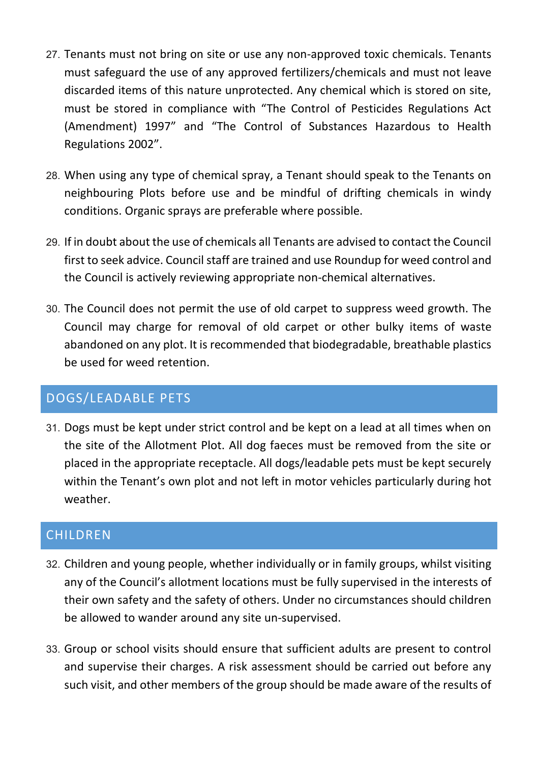27. Tenants must not bring on site or use any non-approved toxic chemicals. Tenants must safeguard the use of any approved fertilizers/chemicals and must not leave discarded items of this nature unprotected. Any chemical which is stored on site, must be stored in compliance with "The Control of Pesticides Regulations Act (Amendment) 1997" and "The Control of Substances Hazardous to Health Regulations 2002".

28. When using any type of chemical spray, a Tenant should speak to the Tenants on neighbouring Plots before use and be mindful of drifting chemicals in windy conditions. Organic sprays are preferable where possible.

29. If in doubt about the use of chemicals all Tenants are advised to contact the Council first to seek advice. Council staff are trained and use Roundup for weed control and the Council is actively reviewing appropriate non-chemical alternatives.

30. The Council does not permit the use of old carpet to suppress weed growth. The Council may charge for removal of old carpet or other bulky items of waste abandoned on any plot. It is recommended that biodegradable, breathable plastics be used for weed retention.

## DOGS/LEADABLE PETS

31. Dogs must be kept under strict control and be kept on a lead at all times when on the site of the Allotment Plot. All dog faeces must be removed from the site or placed in the appropriate receptacle. All dogs/leadable pets must be kept securely within the Tenant's own plot and not left in motor vehicles particularly during hot weather.

## CHILDREN

32. Children and young people, whether individually or in family groups, whilst visiting any of the Council's allotment locations must be fully supervised in the interests of their own safety and the safety of others. Under no circumstances should children be allowed to wander around any site un-supervised.

33. Group or school visits should ensure that sufficient adults are present to control and supervise their charges. A risk assessment should be carried out before any such visit, and other members of the group should be made aware of the results of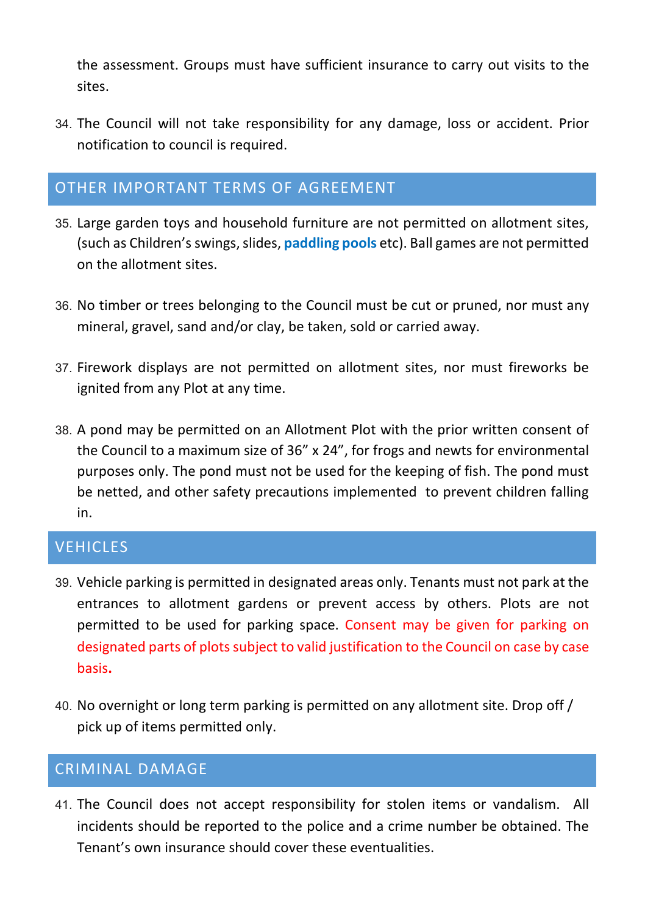the assessment. Groups must have sufficient insurance to carry out visits to the sites.

34. The Council will not take responsibility for any damage, loss or accident. Prior notification to council is required.

## OTHER IMPORTANT TERMS OF AGREEMENT

35. Large garden toys and household furniture are not permitted on allotment sites, (such as Children's swings, slides, **paddling pools** etc). Ball games are not permitted on the allotment sites.

36. No timber or trees belonging to the Council must be cut or pruned, nor must any mineral, gravel, sand and/or clay, be taken, sold or carried away.

37. Firework displays are not permitted on allotment sites, nor must fireworks be ignited from any Plot at any time.

38. A pond may be permitted on an Allotment Plot with the prior written consent of the Council to a maximum size of 36" x 24", for frogs and newts for environmental purposes only. The pond must not be used for the keeping of fish. The pond must be netted, and other safety precautions implemented to prevent children falling in.

## VEHICLES

39. Vehicle parking is permitted in designated areas only. Tenants must not park at the entrances to allotment gardens or prevent access by others. Plots are not permitted to be used for parking space. Consent may be given for parking on designated parts of plots subject to valid justification to the Council on case by case basis.

40. No overnight or long term parking is permitted on any allotment site. Drop off / pick up of items permitted only.

## CRIMINAL DAMAGE

41. The Council does not accept responsibility for stolen items or vandalism. All incidents should be reported to the police and a crime number be obtained. The Tenant's own insurance should cover these eventualities.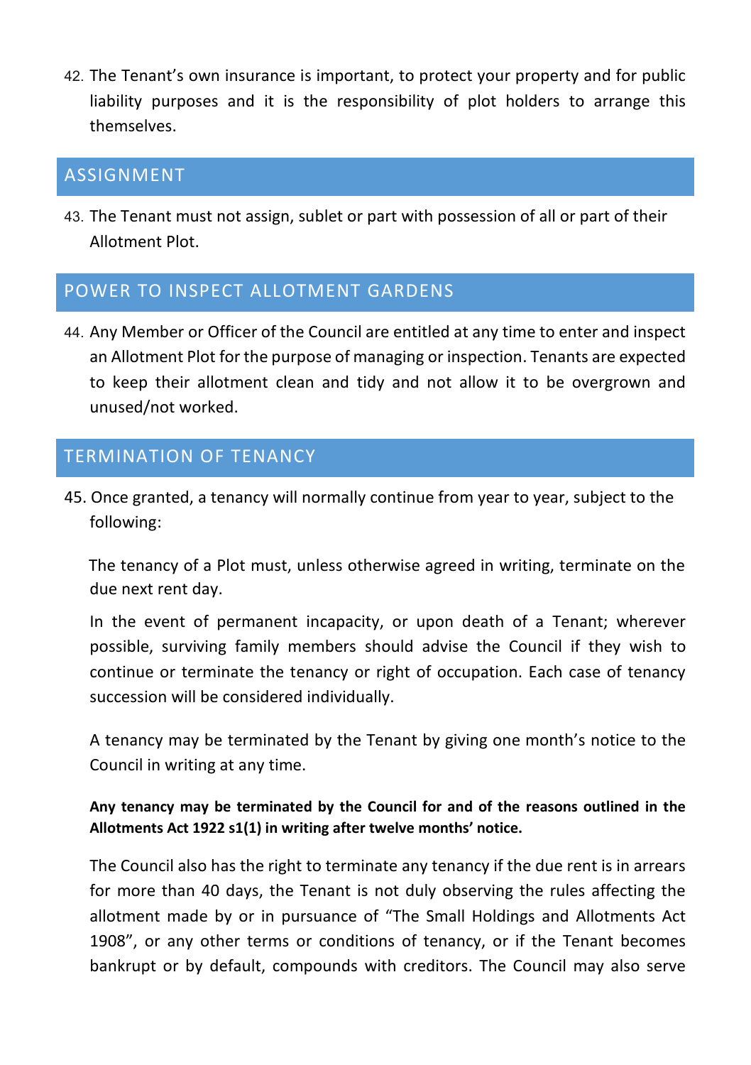42. The Tenant's own insurance is important, to protect your property and for public liability purposes and it is the responsibility of plot holders to arrange this themselves.

## ASSIGNMENT

43. The Tenant must not assign, sublet or part with possession of all or part of their Allotment Plot.

## POWER TO INSPECT ALLOTMENT GARDENS

44. Any Member or Officer of the Council are entitled at any time to enter and inspect an Allotment Plot for the purpose of managing or inspection. Tenants are expected to keep their allotment clean and tidy and not allow it to be overgrown and unused/not worked.

## TERMINATION OF TENANCY

45. Once granted, a tenancy will normally continue from year to year, subject to the following:

The tenancy of a Plot must, unless otherwise agreed in writing, terminate on the due next rent day.

In the event of permanent incapacity, or upon death of a Tenant; wherever possible, surviving family members should advise the Council if they wish to continue or terminate the tenancy or right of occupation. Each case of tenancy succession will be considered individually.

A tenancy may be terminated by the Tenant by giving one month's notice to the Council in writing at any time.

**Any tenancy may be terminated by the Council for and of the reasons outlined in the Allotments Act 1922 s1(1) in writing after twelve months' notice.**

The Council also has the right to terminate any tenancy if the due rent is in arrears for more than 40 days, the Tenant is not duly observing the rules affecting the allotment made by or in pursuance of "The Small Holdings and Allotments Act 1908", or any other terms or conditions of tenancy, or if the Tenant becomes bankrupt or by default, compounds with creditors. The Council may also serve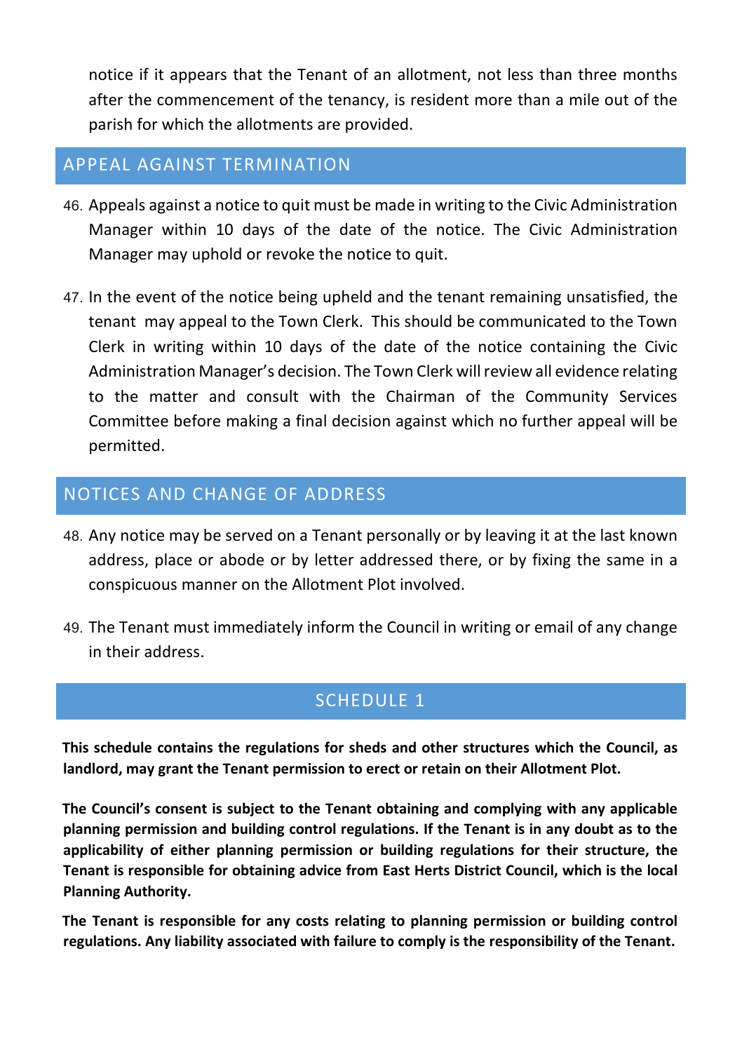notice if it appears that the Tenant of an allotment, not less than three months after the commencement of the tenancy, is resident more than a mile out of the parish for which the allotments are provided.

## APPEAL AGAINST TERMINATION

46. Appeals against a notice to quit must be made in writing to the Civic Administration Manager within 10 days of the date of the notice. The Civic Administration Manager may uphold or revoke the notice to quit.

47. In the event of the notice being upheld and the tenant remaining unsatisfied, the tenant may appeal to the Town Clerk. This should be communicated to the Town Clerk in writing within 10 days of the date of the notice containing the Civic Administration Manager's decision. The Town Clerk will review all evidence relating to the matter and consult with the Chairman of the Community Services Committee before making a final decision against which no further appeal will be permitted.

## NOTICES AND CHANGE OF ADDRESS

48. Any notice may be served on a Tenant personally or by leaving it at the last known address, place or abode or by letter addressed there, or by fixing the same in a conspicuous manner on the Allotment Plot involved.

49. The Tenant must immediately inform the Council in writing or email of any change in their address.

## SCHEDULE 1

**This schedule contains the regulations for sheds and other structures which the Council, as landlord, may grant the Tenant permission to erect or retain on their Allotment Plot.**

**The Council's consent is subject to the Tenant obtaining and complying with any applicable planning permission and building control regulations. If the Tenant is in any doubt as to the applicability of either planning permission or building regulations for their structure, the Tenant is responsible for obtaining advice from East Herts District Council, which is the local Planning Authority.**

**The Tenant is responsible for any costs relating to planning permission or building control regulations. Any liability associated with failure to comply is the responsibility of the Tenant.**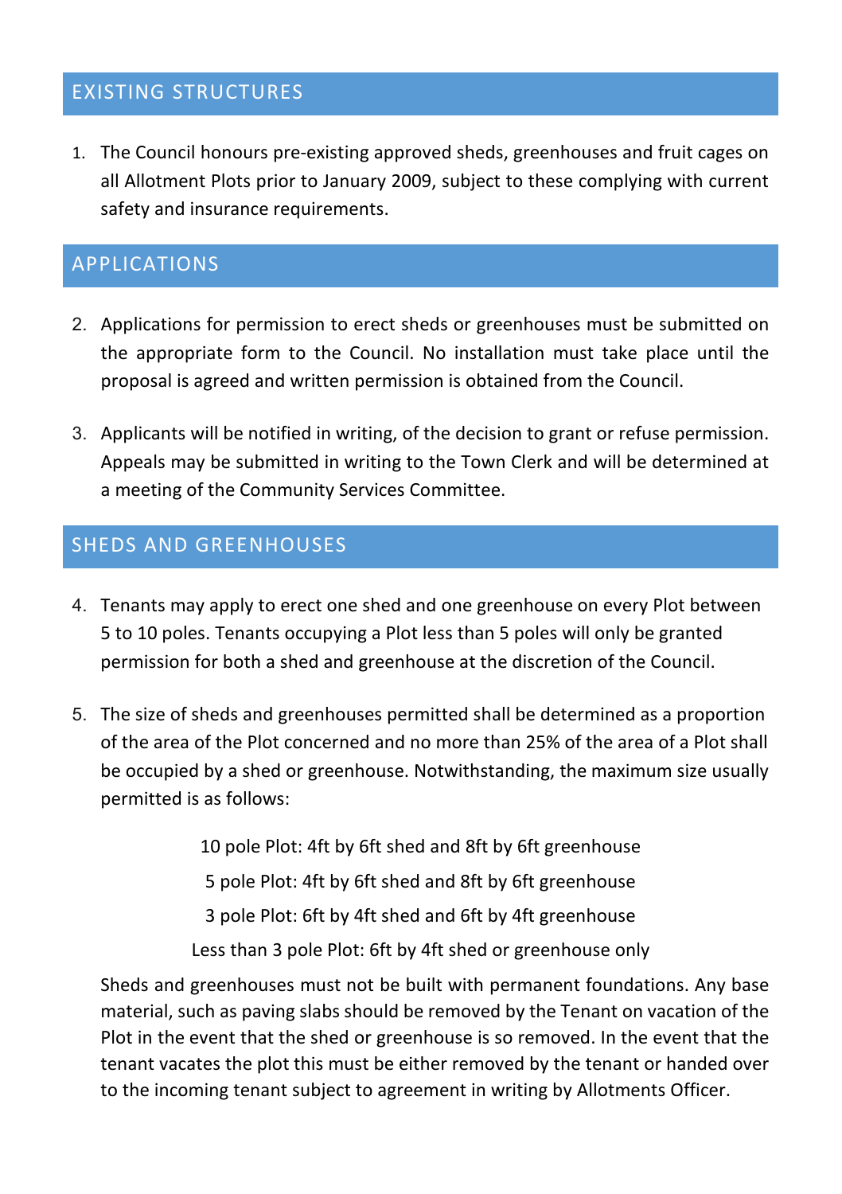## EXISTING STRUCTURES

1. The Council honours pre-existing approved sheds, greenhouses and fruit cages on all Allotment Plots prior to January 2009, subject to these complying with current safety and insurance requirements.

## APPLICATIONS

2. Applications for permission to erect sheds or greenhouses must be submitted on the appropriate form to the Council. No installation must take place until the proposal is agreed and written permission is obtained from the Council.

3. Applicants will be notified in writing, of the decision to grant or refuse permission. Appeals may be submitted in writing to the Town Clerk and will be determined at a meeting of the Community Services Committee.

## SHEDS AND GREENHOUSES

4. Tenants may apply to erect one shed and one greenhouse on every Plot between 5 to 10 poles. Tenants occupying a Plot less than 5 poles will only be granted permission for both a shed and greenhouse at the discretion of the Council.

5. The size of sheds and greenhouses permitted shall be determined as a proportion of the area of the Plot concerned and no more than 25% of the area of a Plot shall be occupied by a shed or greenhouse. Notwithstanding, the maximum size usually permitted is as follows:

   10 pole Plot: 4ft by 6ft shed and 8ft by 6ft greenhouse

   5 pole Plot: 4ft by 6ft shed and 8ft by 6ft greenhouse

   3 pole Plot: 6ft by 4ft shed and 6ft by 4ft greenhouse

   Less than 3 pole Plot: 6ft by 4ft shed or greenhouse only

   Sheds and greenhouses must not be built with permanent foundations. Any base material, such as paving slabs should be removed by the Tenant on vacation of the Plot in the event that the shed or greenhouse is so removed. In the event that the tenant vacates the plot this must be either removed by the tenant or handed over to the incoming tenant subject to agreement in writing by Allotments Officer.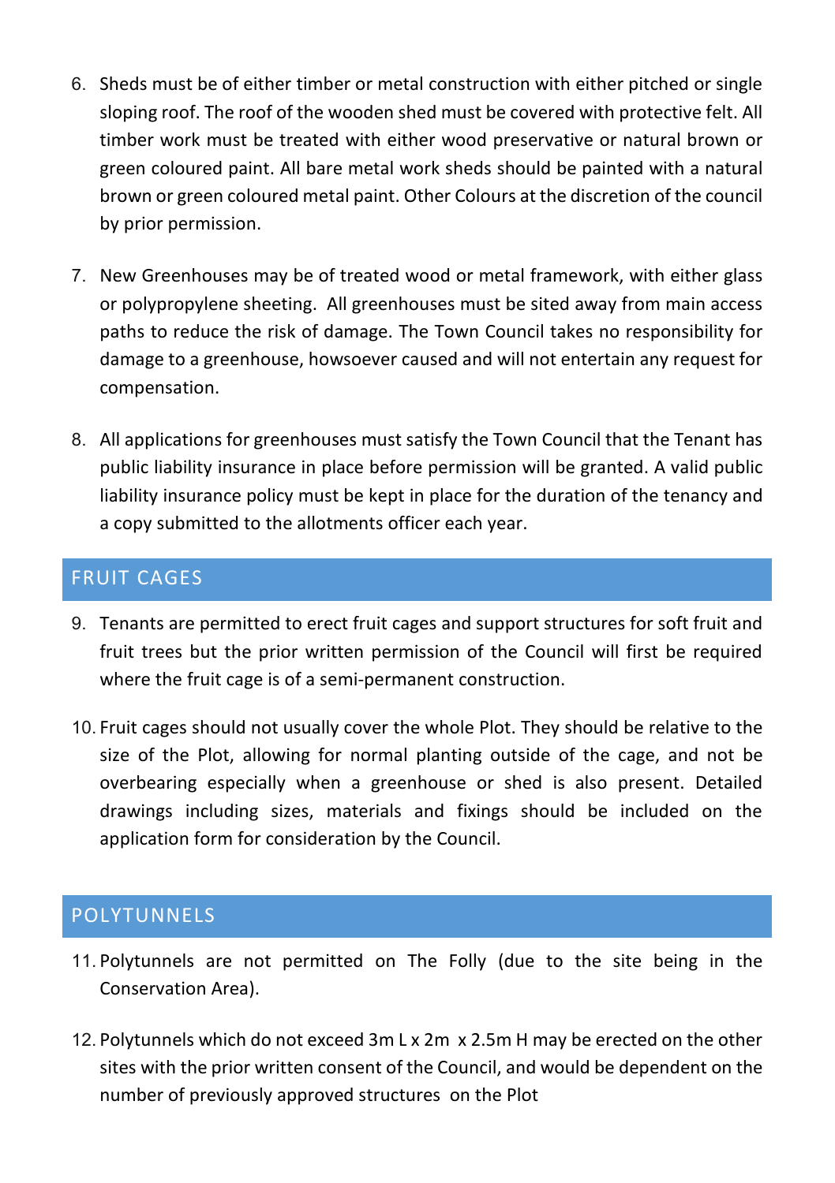6. Sheds must be of either timber or metal construction with either pitched or single sloping roof. The roof of the wooden shed must be covered with protective felt. All timber work must be treated with either wood preservative or natural brown or green coloured paint. All bare metal work sheds should be painted with a natural brown or green coloured metal paint. Other Colours at the discretion of the council by prior permission.

7. New Greenhouses may be of treated wood or metal framework, with either glass or polypropylene sheeting. All greenhouses must be sited away from main access paths to reduce the risk of damage. The Town Council takes no responsibility for damage to a greenhouse, howsoever caused and will not entertain any request for compensation.

8. All applications for greenhouses must satisfy the Town Council that the Tenant has public liability insurance in place before permission will be granted. A valid public liability insurance policy must be kept in place for the duration of the tenancy and a copy submitted to the allotments officer each year.

## FRUIT CAGES

9. Tenants are permitted to erect fruit cages and support structures for soft fruit and fruit trees but the prior written permission of the Council will first be required where the fruit cage is of a semi-permanent construction.

10. Fruit cages should not usually cover the whole Plot. They should be relative to the size of the Plot, allowing for normal planting outside of the cage, and not be overbearing especially when a greenhouse or shed is also present. Detailed drawings including sizes, materials and fixings should be included on the application form for consideration by the Council.

## POLYTUNNELS

11. Polytunnels are not permitted on The Folly (due to the site being in the Conservation Area).

12. Polytunnels which do not exceed 3m L x 2m x 2.5m H may be erected on the other sites with the prior written consent of the Council, and would be dependent on the number of previously approved structures on the Plot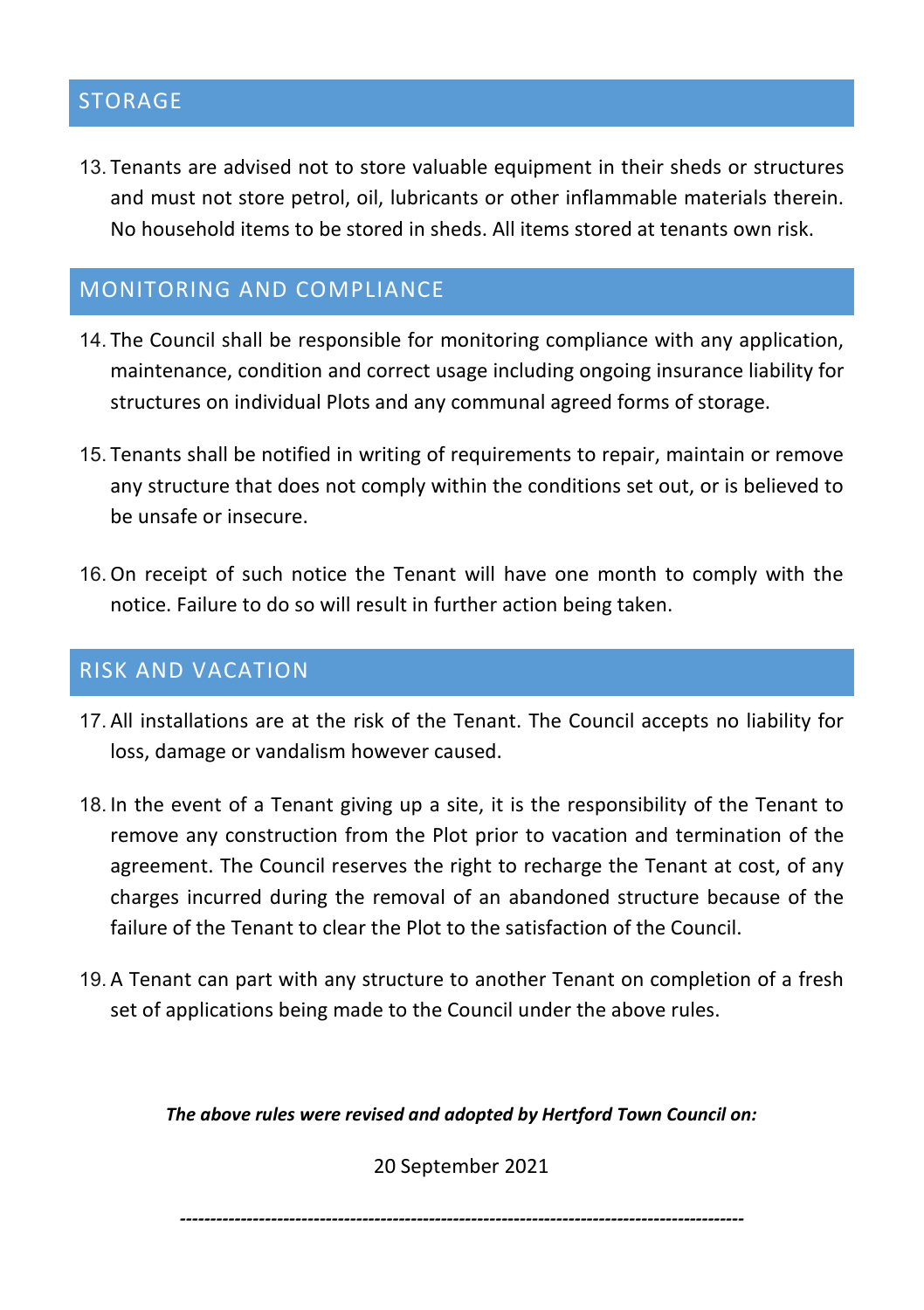## STORAGE

13. Tenants are advised not to store valuable equipment in their sheds or structures and must not store petrol, oil, lubricants or other inflammable materials therein. No household items to be stored in sheds. All items stored at tenants own risk.

## MONITORING AND COMPLIANCE

14. The Council shall be responsible for monitoring compliance with any application, maintenance, condition and correct usage including ongoing insurance liability for structures on individual Plots and any communal agreed forms of storage.

15. Tenants shall be notified in writing of requirements to repair, maintain or remove any structure that does not comply within the conditions set out, or is believed to be unsafe or insecure.

16. On receipt of such notice the Tenant will have one month to comply with the notice. Failure to do so will result in further action being taken.

## RISK AND VACATION

17. All installations are at the risk of the Tenant. The Council accepts no liability for loss, damage or vandalism however caused.

18. In the event of a Tenant giving up a site, it is the responsibility of the Tenant to remove any construction from the Plot prior to vacation and termination of the agreement. The Council reserves the right to recharge the Tenant at cost, of any charges incurred during the removal of an abandoned structure because of the failure of the Tenant to clear the Plot to the satisfaction of the Council.

19. A Tenant can part with any structure to another Tenant on completion of a fresh set of applications being made to the Council under the above rules.

***The above rules were revised and adopted by Hertford Town Council on:***

20 September 2021

---------------------------------------------------------------------------------------------